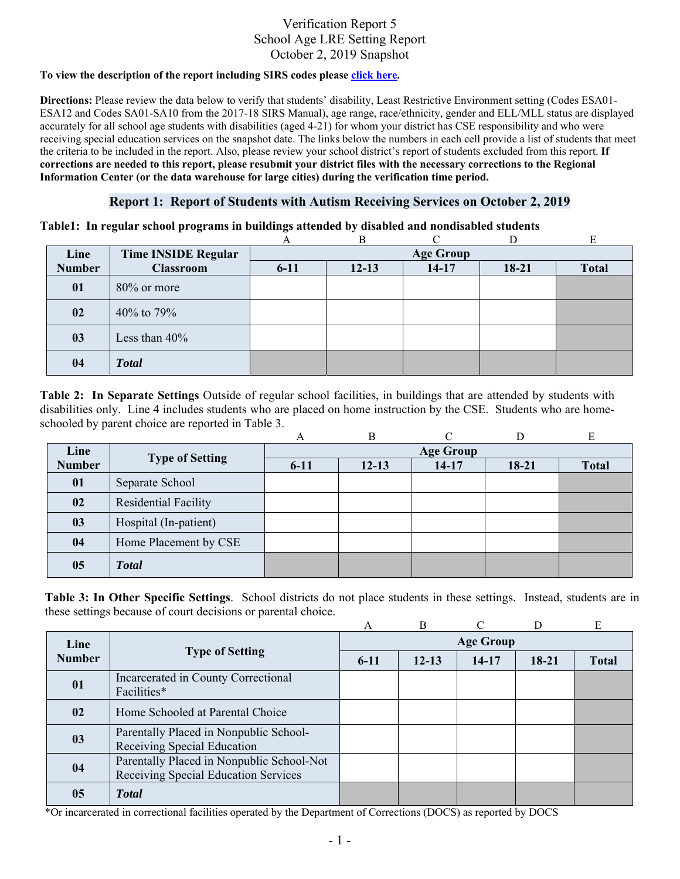# Verification Report 5
## School Age LRE Setting Report
### October 2, 2019 Snapshot

**To view the description of the report including SIRS codes please click here.**

**Directions:** Please review the data below to verify that students' disability, Least Restrictive Environment setting (Codes ESA01-ESA12 and Codes SA01-SA10 from the 2017-18 SIRS Manual), age range, race/ethnicity, gender and ELL/MLL status are displayed accurately for all school age students with disabilities (aged 4-21) for whom your district has CSE responsibility and who were receiving special education services on the snapshot date. The links below the numbers in each cell provide a list of students that meet the criteria to be included in the report. Also, please review your school district's report of students excluded from this report. **If corrections are needed to this report, please resubmit your district files with the necessary corrections to the Regional Information Center (or the data warehouse for large cities) during the verification time period.**

## Report 1: Report of Students with Autism Receiving Services on October 2, 2019

**Table1: In regular school programs in buildings attended by disabled and nondisabled students**

| | | A | B | C | D | E |
|---|---|---|---|---|---|---|
| **Line Number** | **Time INSIDE Regular Classroom** | **Age Group** | | | | |
| | | **6-11** | **12-13** | **14-17** | **18-21** | **Total** |
| **01** | 80% or more | | | | | |
| **02** | 40% to 79% | | | | | |
| **03** | Less than 40% | | | | | |
| **04** | ***Total*** | | | | | |

**Table 2: In Separate Settings** Outside of regular school facilities, in buildings that are attended by students with disabilities only. Line 4 includes students who are placed on home instruction by the CSE. Students who are home-schooled by parent choice are reported in Table 3.

| | | A | B | C | D | E |
|---|---|---|---|---|---|---|
| **Line Number** | **Type of Setting** | **Age Group** | | | | |
| | | **6-11** | **12-13** | **14-17** | **18-21** | **Total** |
| **01** | Separate School | | | | | |
| **02** | Residential Facility | | | | | |
| **03** | Hospital (In-patient) | | | | | |
| **04** | Home Placement by CSE | | | | | |
| **05** | ***Total*** | | | | | |

**Table 3: In Other Specific Settings**. School districts do not place students in these settings. Instead, students are in these settings because of court decisions or parental choice.

| | | A | B | C | D | E |
|---|---|---|---|---|---|---|
| **Line Number** | **Type of Setting** | **Age Group** | | | | |
| | | **6-11** | **12-13** | **14-17** | **18-21** | **Total** |
| **01** | Incarcerated in County Correctional Facilities* | | | | | |
| **02** | Home Schooled at Parental Choice | | | | | |
| **03** | Parentally Placed in Nonpublic School-Receiving Special Education | | | | | |
| **04** | Parentally Placed in Nonpublic School-Not Receiving Special Education Services | | | | | |
| **05** | ***Total*** | | | | | |

*Or incarcerated in correctional facilities operated by the Department of Corrections (DOCS) as reported by DOCS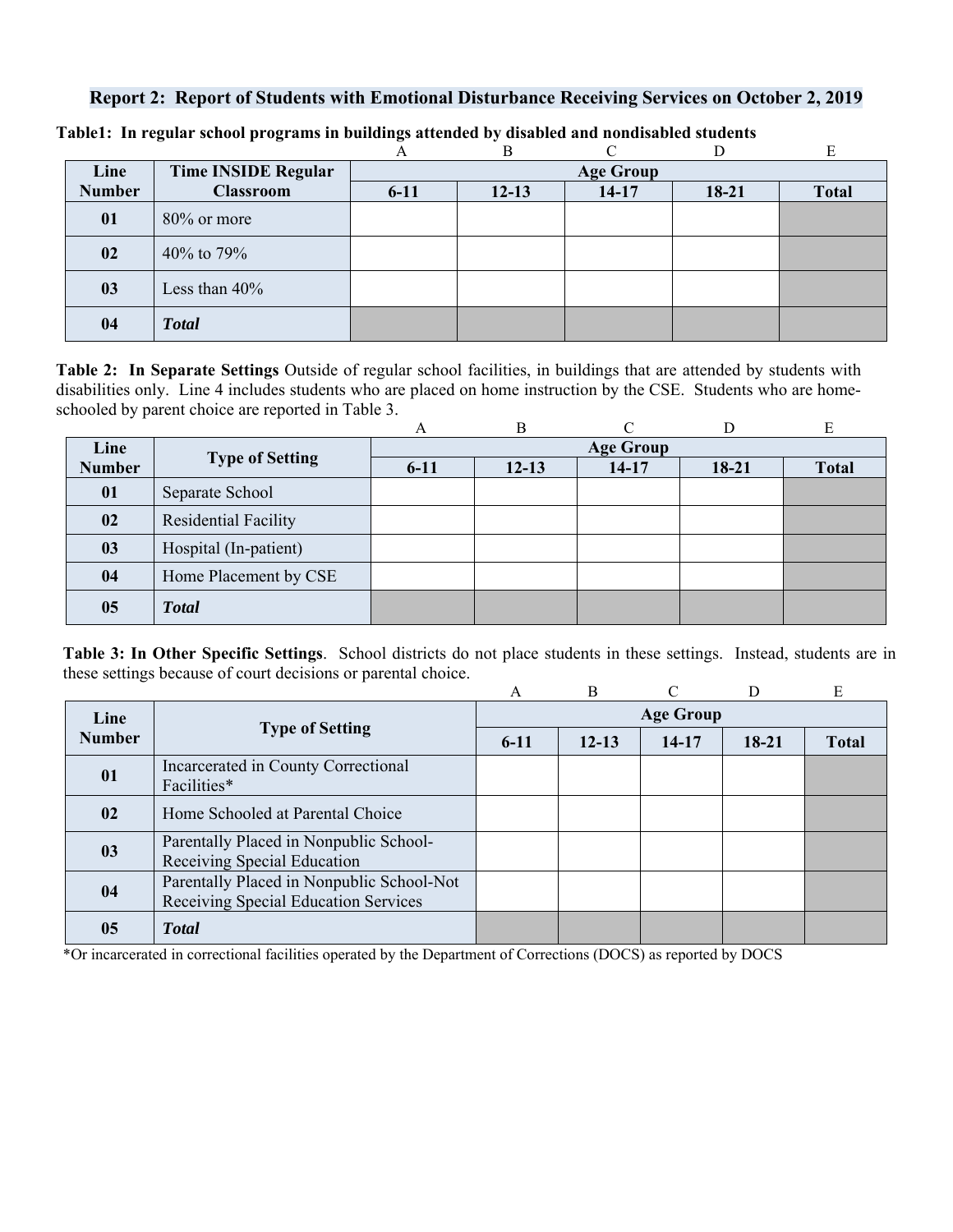## Report 2: Report of Students with Emotional Disturbance Receiving Services on October 2, 2019

**Table1: In regular school programs in buildings attended by disabled and nondisabled students**

| Line Number | Time INSIDE Regular Classroom | A<br>Age Group<br>6-11 | B<br><br>12-13 | C<br><br>14-17 | D<br><br>18-21 | E<br><br>Total |
|---|---|---|---|---|---|---|
| **01** | 80% or more | | | | | |
| **02** | 40% to 79% | | | | | |
| **03** | Less than 40% | | | | | |
| **04** | ***Total*** | | | | | |

**Table 2: In Separate Settings** Outside of regular school facilities, in buildings that are attended by students with disabilities only. Line 4 includes students who are placed on home instruction by the CSE. Students who are home-schooled by parent choice are reported in Table 3.

| Line Number | Type of Setting | A<br>Age Group<br>6-11 | B<br><br>12-13 | C<br><br>14-17 | D<br><br>18-21 | E<br><br>Total |
|---|---|---|---|---|---|---|
| **01** | Separate School | | | | | |
| **02** | Residential Facility | | | | | |
| **03** | Hospital (In-patient) | | | | | |
| **04** | Home Placement by CSE | | | | | |
| **05** | ***Total*** | | | | | |

**Table 3: In Other Specific Settings**. School districts do not place students in these settings. Instead, students are in these settings because of court decisions or parental choice.

| Line Number | Type of Setting | A<br>Age Group<br>6-11 | B<br><br>12-13 | C<br><br>14-17 | D<br><br>18-21 | E<br><br>Total |
|---|---|---|---|---|---|---|
| **01** | Incarcerated in County Correctional Facilities* | | | | | |
| **02** | Home Schooled at Parental Choice | | | | | |
| **03** | Parentally Placed in Nonpublic School-Receiving Special Education | | | | | |
| **04** | Parentally Placed in Nonpublic School-Not Receiving Special Education Services | | | | | |
| **05** | ***Total*** | | | | | |

*Or incarcerated in correctional facilities operated by the Department of Corrections (DOCS) as reported by DOCS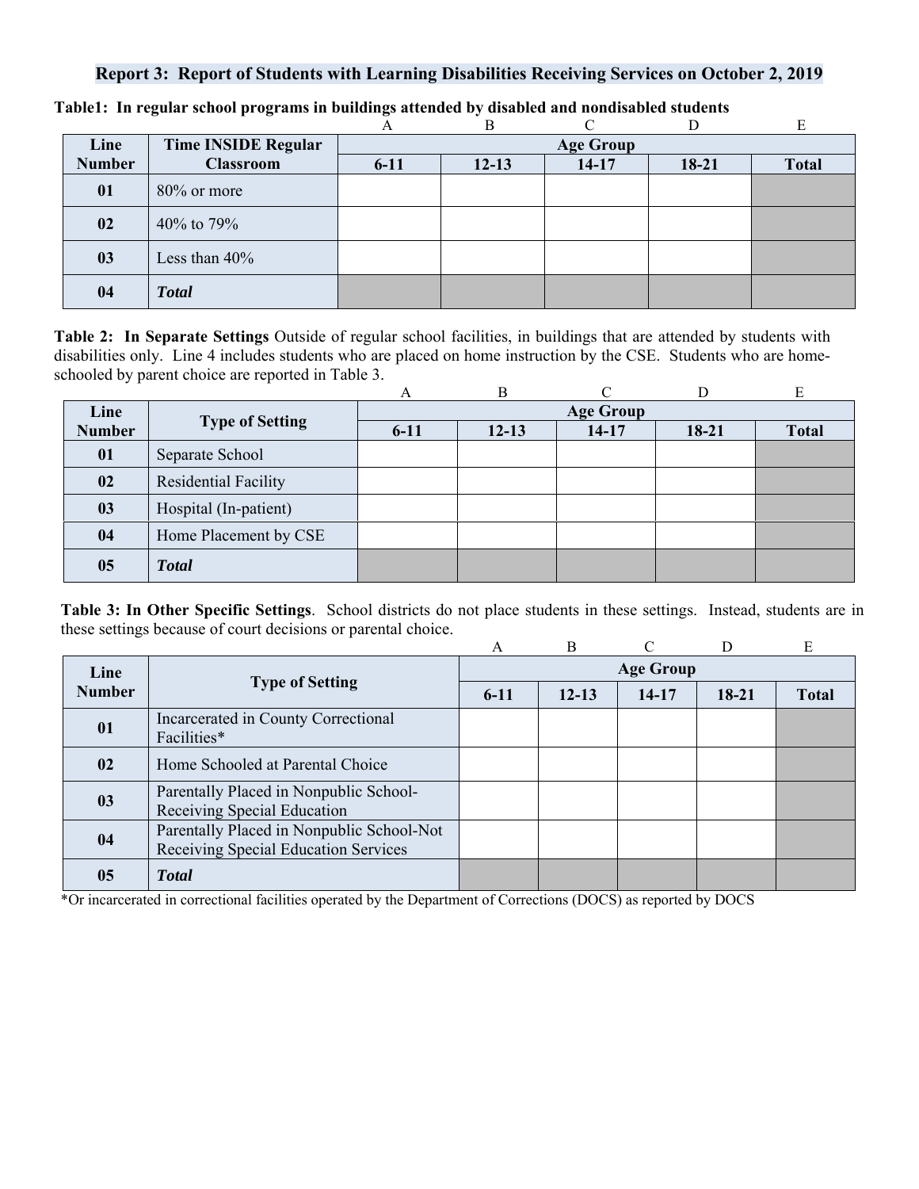## Report 3: Report of Students with Learning Disabilities Receiving Services on October 2, 2019

**Table1: In regular school programs in buildings attended by disabled and nondisabled students**

| | | A | B | C | D | E |
|---|---|---|---|---|---|---|
| **Line Number** | **Time INSIDE Regular Classroom** | **Age Group** | | | | |
| | | **6-11** | **12-13** | **14-17** | **18-21** | **Total** |
| **01** | 80% or more | | | | | |
| **02** | 40% to 79% | | | | | |
| **03** | Less than 40% | | | | | |
| **04** | ***Total*** | | | | | |

**Table 2: In Separate Settings** Outside of regular school facilities, in buildings that are attended by students with disabilities only. Line 4 includes students who are placed on home instruction by the CSE. Students who are home-schooled by parent choice are reported in Table 3.

| | | A | B | C | D | E |
|---|---|---|---|---|---|---|
| **Line Number** | **Type of Setting** | **Age Group** | | | | |
| | | **6-11** | **12-13** | **14-17** | **18-21** | **Total** |
| **01** | Separate School | | | | | |
| **02** | Residential Facility | | | | | |
| **03** | Hospital (In-patient) | | | | | |
| **04** | Home Placement by CSE | | | | | |
| **05** | ***Total*** | | | | | |

**Table 3: In Other Specific Settings**. School districts do not place students in these settings. Instead, students are in these settings because of court decisions or parental choice.

| | | A | B | C | D | E |
|---|---|---|---|---|---|---|
| **Line Number** | **Type of Setting** | **Age Group** | | | | |
| | | **6-11** | **12-13** | **14-17** | **18-21** | **Total** |
| **01** | Incarcerated in County Correctional Facilities* | | | | | |
| **02** | Home Schooled at Parental Choice | | | | | |
| **03** | Parentally Placed in Nonpublic School-Receiving Special Education | | | | | |
| **04** | Parentally Placed in Nonpublic School-Not Receiving Special Education Services | | | | | |
| **05** | ***Total*** | | | | | |

*Or incarcerated in correctional facilities operated by the Department of Corrections (DOCS) as reported by DOCS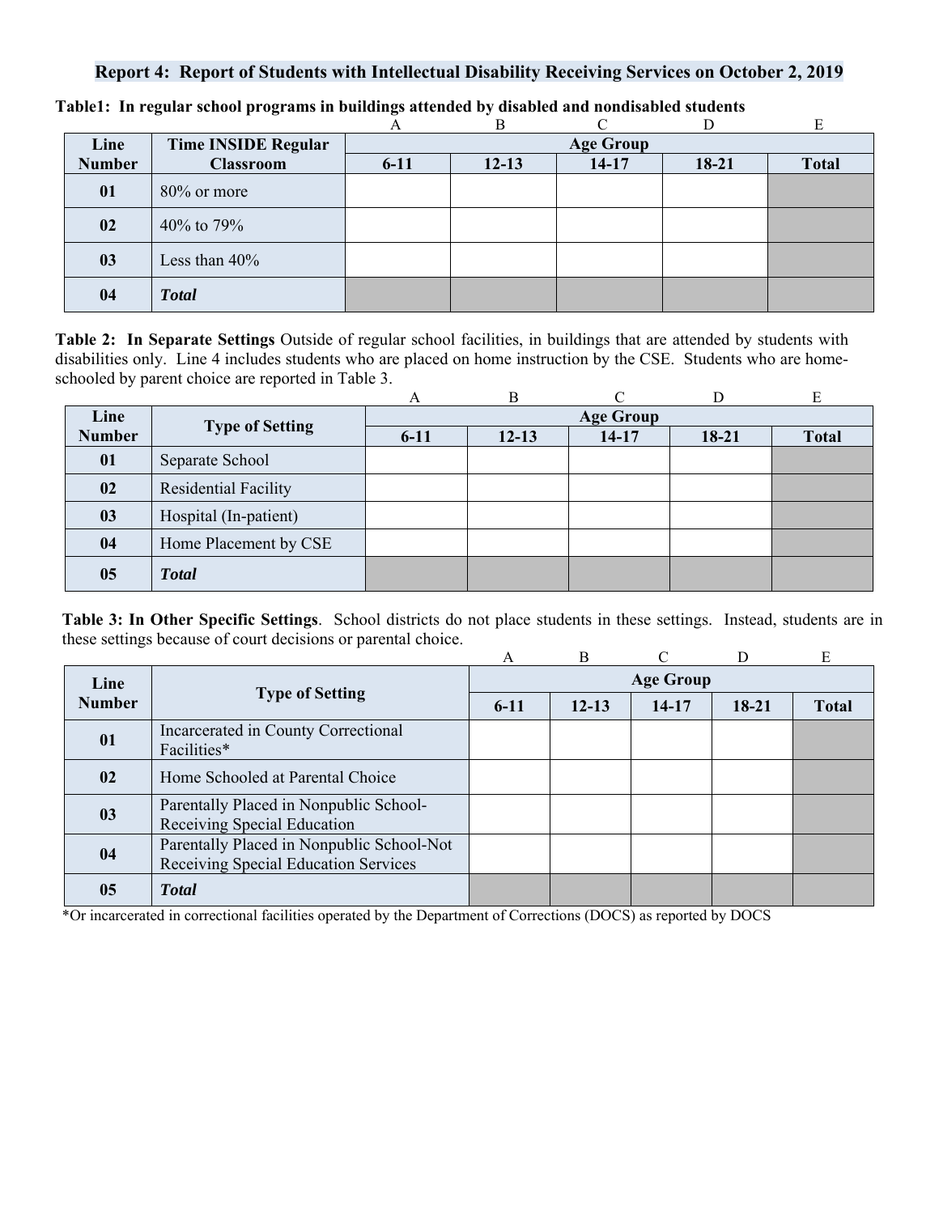## Report 4: Report of Students with Intellectual Disability Receiving Services on October 2, 2019

**Table1: In regular school programs in buildings attended by disabled and nondisabled students**

| | | A | B | C | D | E |
|---|---|---|---|---|---|---|
| **Line Number** | **Time INSIDE Regular Classroom** | **Age Group** | | | | |
| | | **6-11** | **12-13** | **14-17** | **18-21** | **Total** |
| **01** | 80% or more | | | | | |
| **02** | 40% to 79% | | | | | |
| **03** | Less than 40% | | | | | |
| **04** | ***Total*** | | | | | |

**Table 2: In Separate Settings** Outside of regular school facilities, in buildings that are attended by students with disabilities only. Line 4 includes students who are placed on home instruction by the CSE. Students who are home-schooled by parent choice are reported in Table 3.

| | | A | B | C | D | E |
|---|---|---|---|---|---|---|
| **Line Number** | **Type of Setting** | **Age Group** | | | | |
| | | **6-11** | **12-13** | **14-17** | **18-21** | **Total** |
| **01** | Separate School | | | | | |
| **02** | Residential Facility | | | | | |
| **03** | Hospital (In-patient) | | | | | |
| **04** | Home Placement by CSE | | | | | |
| **05** | ***Total*** | | | | | |

**Table 3: In Other Specific Settings**. School districts do not place students in these settings. Instead, students are in these settings because of court decisions or parental choice.

| | | A | B | C | D | E |
|---|---|---|---|---|---|---|
| **Line Number** | **Type of Setting** | **Age Group** | | | | |
| | | **6-11** | **12-13** | **14-17** | **18-21** | **Total** |
| **01** | Incarcerated in County Correctional Facilities* | | | | | |
| **02** | Home Schooled at Parental Choice | | | | | |
| **03** | Parentally Placed in Nonpublic School-Receiving Special Education | | | | | |
| **04** | Parentally Placed in Nonpublic School-Not Receiving Special Education Services | | | | | |
| **05** | ***Total*** | | | | | |

*Or incarcerated in correctional facilities operated by the Department of Corrections (DOCS) as reported by DOCS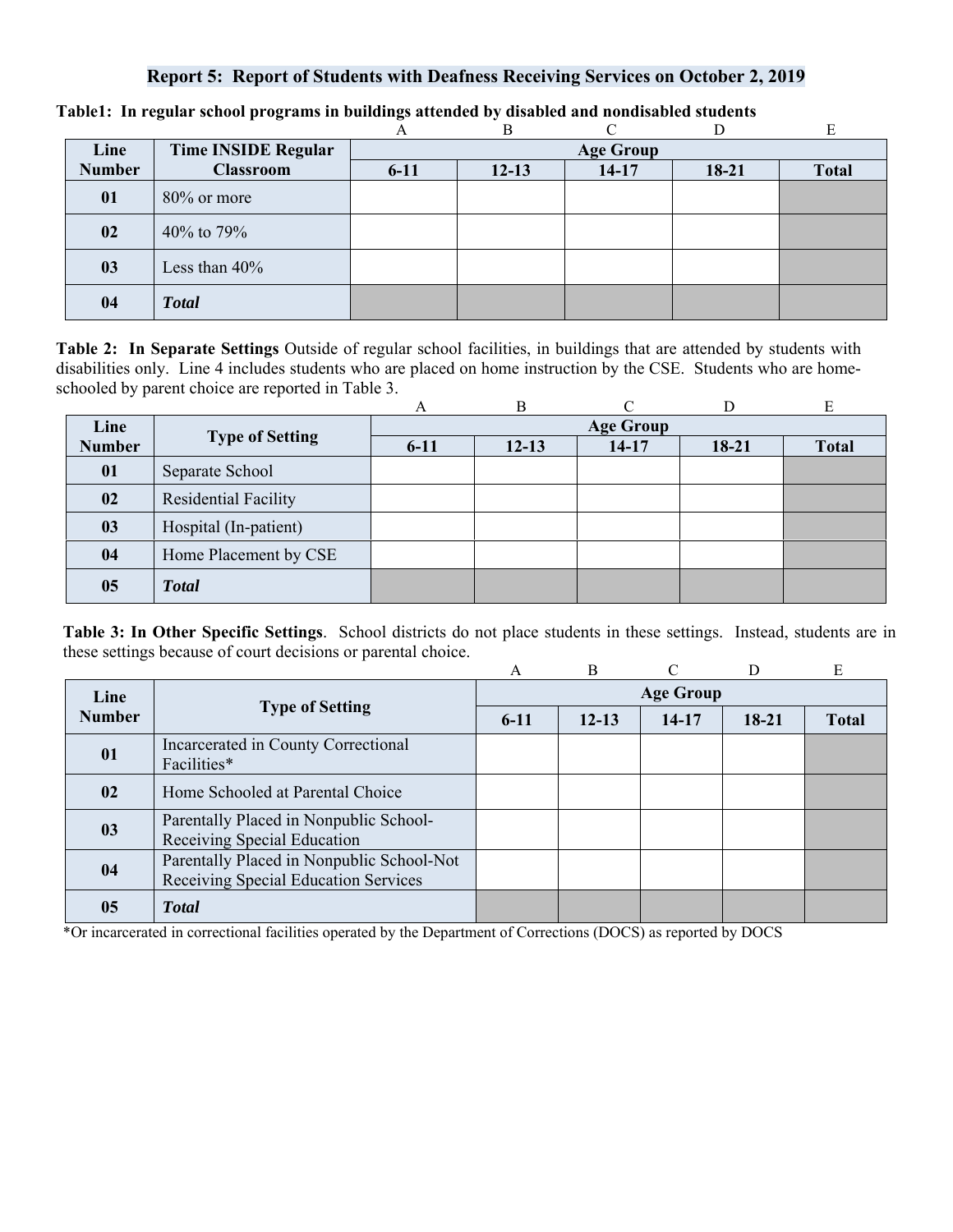## Report 5: Report of Students with Deafness Receiving Services on October 2, 2019

**Table1: In regular school programs in buildings attended by disabled and nondisabled students**

| | | A | B | C | D | E |
|---|---|---|---|---|---|---|
| **Line Number** | **Time INSIDE Regular Classroom** | **Age Group** | | | | |
| | | **6-11** | **12-13** | **14-17** | **18-21** | **Total** |
| **01** | 80% or more | | | | | |
| **02** | 40% to 79% | | | | | |
| **03** | Less than 40% | | | | | |
| **04** | ***Total*** | | | | | |

**Table 2: In Separate Settings** Outside of regular school facilities, in buildings that are attended by students with disabilities only. Line 4 includes students who are placed on home instruction by the CSE. Students who are home-schooled by parent choice are reported in Table 3.

| | | A | B | C | D | E |
|---|---|---|---|---|---|---|
| **Line Number** | **Type of Setting** | **Age Group** | | | | |
| | | **6-11** | **12-13** | **14-17** | **18-21** | **Total** |
| **01** | Separate School | | | | | |
| **02** | Residential Facility | | | | | |
| **03** | Hospital (In-patient) | | | | | |
| **04** | Home Placement by CSE | | | | | |
| **05** | ***Total*** | | | | | |

**Table 3: In Other Specific Settings**. School districts do not place students in these settings. Instead, students are in these settings because of court decisions or parental choice.

| | | A | B | C | D | E |
|---|---|---|---|---|---|---|
| **Line Number** | **Type of Setting** | **Age Group** | | | | |
| | | **6-11** | **12-13** | **14-17** | **18-21** | **Total** |
| **01** | Incarcerated in County Correctional Facilities* | | | | | |
| **02** | Home Schooled at Parental Choice | | | | | |
| **03** | Parentally Placed in Nonpublic School-Receiving Special Education | | | | | |
| **04** | Parentally Placed in Nonpublic School-Not Receiving Special Education Services | | | | | |
| **05** | ***Total*** | | | | | |

*Or incarcerated in correctional facilities operated by the Department of Corrections (DOCS) as reported by DOCS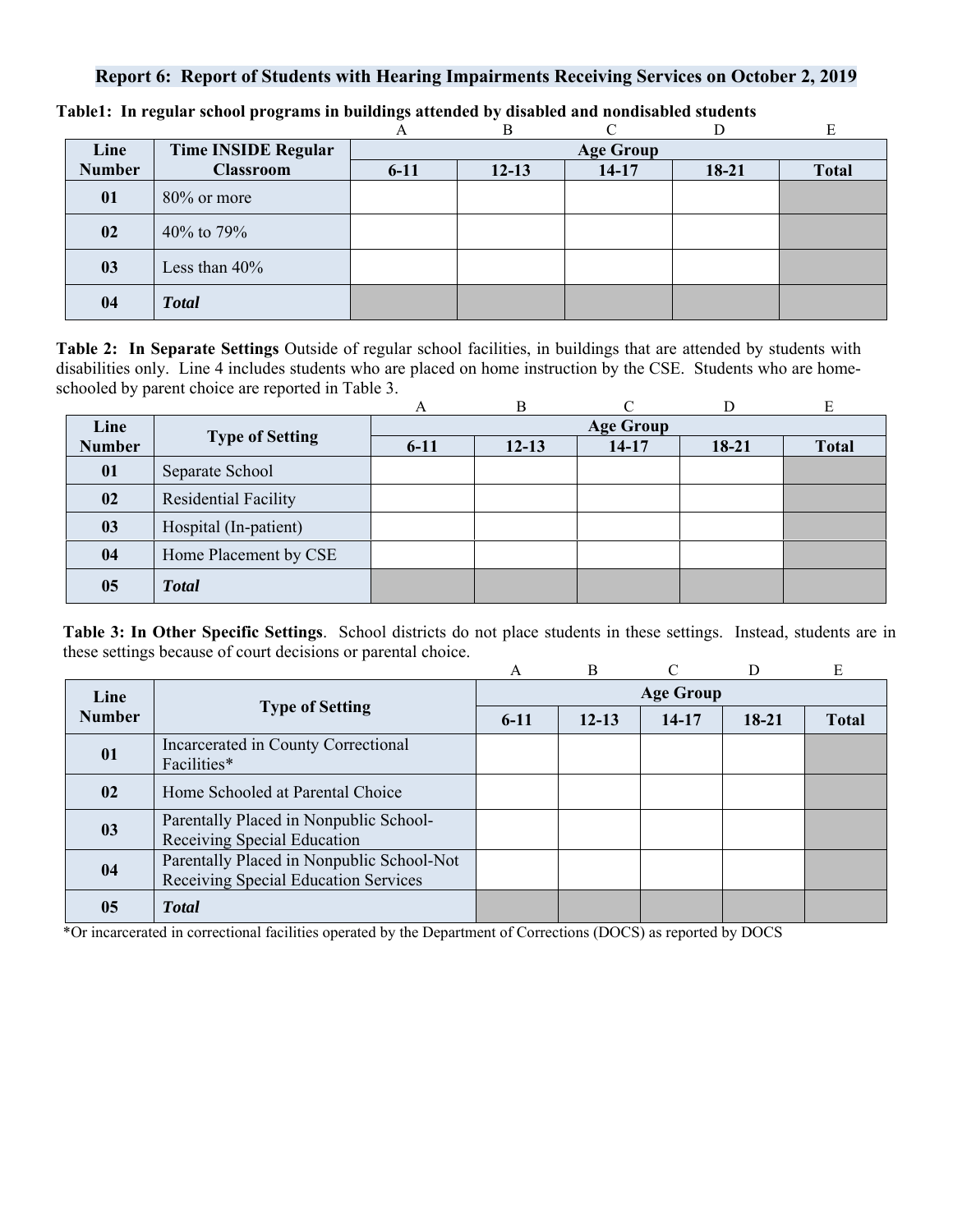## Report 6: Report of Students with Hearing Impairments Receiving Services on October 2, 2019

**Table1: In regular school programs in buildings attended by disabled and nondisabled students**

| | | A | B | C | D | E |
|---|---|---|---|---|---|---|
| **Line Number** | **Time INSIDE Regular Classroom** | **Age Group** | | | | |
| | | **6-11** | **12-13** | **14-17** | **18-21** | **Total** |
| **01** | 80% or more | | | | | |
| **02** | 40% to 79% | | | | | |
| **03** | Less than 40% | | | | | |
| **04** | ***Total*** | | | | | |

**Table 2: In Separate Settings** Outside of regular school facilities, in buildings that are attended by students with disabilities only. Line 4 includes students who are placed on home instruction by the CSE. Students who are home-schooled by parent choice are reported in Table 3.

| | | A | B | C | D | E |
|---|---|---|---|---|---|---|
| **Line Number** | **Type of Setting** | **Age Group** | | | | |
| | | **6-11** | **12-13** | **14-17** | **18-21** | **Total** |
| **01** | Separate School | | | | | |
| **02** | Residential Facility | | | | | |
| **03** | Hospital (In-patient) | | | | | |
| **04** | Home Placement by CSE | | | | | |
| **05** | ***Total*** | | | | | |

**Table 3: In Other Specific Settings**. School districts do not place students in these settings. Instead, students are in these settings because of court decisions or parental choice.

| | | A | B | C | D | E |
|---|---|---|---|---|---|---|
| **Line Number** | **Type of Setting** | **Age Group** | | | | |
| | | **6-11** | **12-13** | **14-17** | **18-21** | **Total** |
| **01** | Incarcerated in County Correctional Facilities* | | | | | |
| **02** | Home Schooled at Parental Choice | | | | | |
| **03** | Parentally Placed in Nonpublic School-Receiving Special Education | | | | | |
| **04** | Parentally Placed in Nonpublic School-Not Receiving Special Education Services | | | | | |
| **05** | ***Total*** | | | | | |

*Or incarcerated in correctional facilities operated by the Department of Corrections (DOCS) as reported by DOCS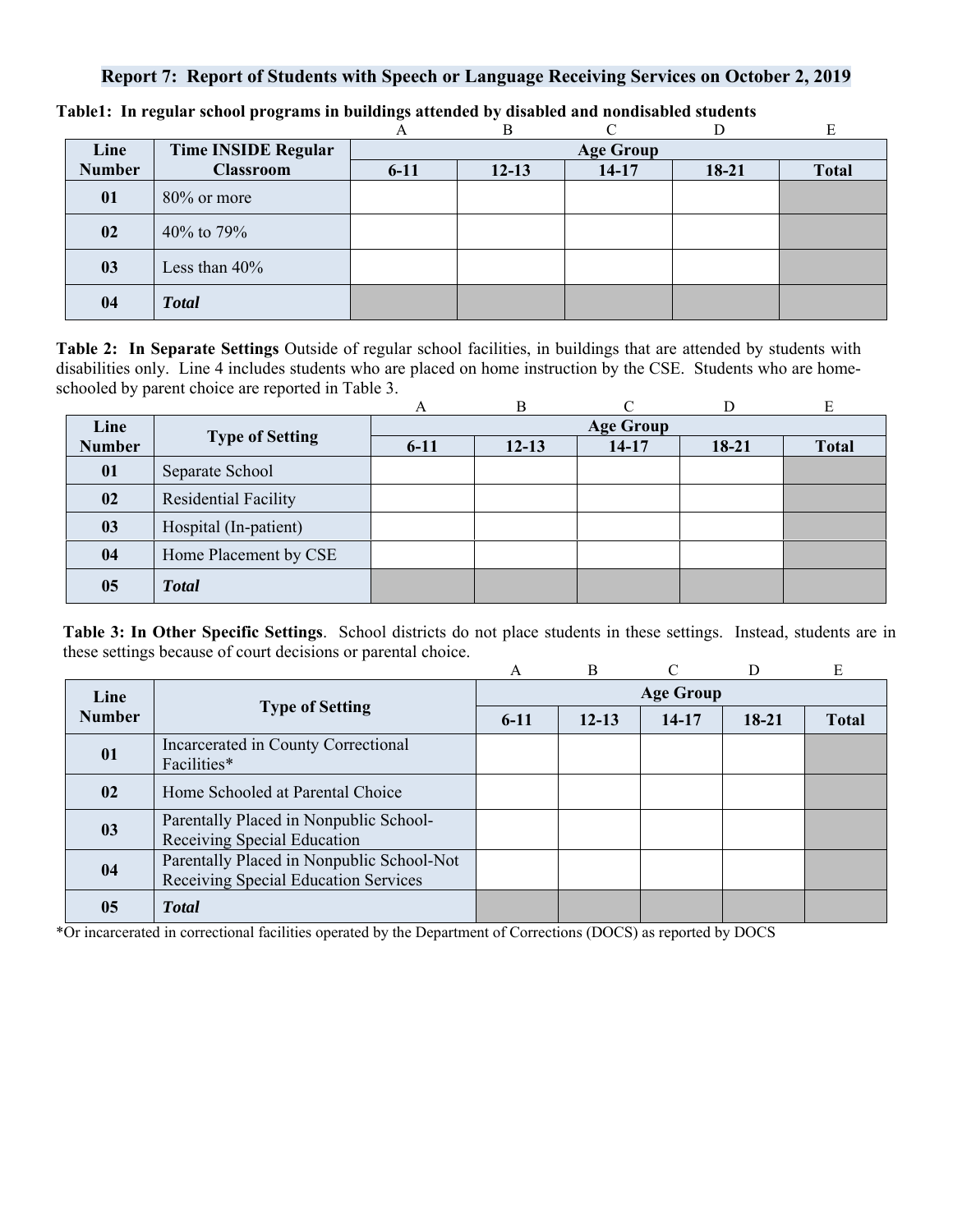# Report 7: Report of Students with Speech or Language Receiving Services on October 2, 2019

**Table1: In regular school programs in buildings attended by disabled and nondisabled students**

| Line Number | Time INSIDE Regular Classroom | A<br>Age Group<br>6-11 | B<br><br>12-13 | C<br><br>14-17 | D<br><br>18-21 | E<br><br>Total |
|---|---|---|---|---|---|---|
| 01 | 80% or more | | | | | |
| 02 | 40% to 79% | | | | | |
| 03 | Less than 40% | | | | | |
| 04 | ***Total*** | | | | | |

**Table 2: In Separate Settings** Outside of regular school facilities, in buildings that are attended by students with disabilities only. Line 4 includes students who are placed on home instruction by the CSE. Students who are home-schooled by parent choice are reported in Table 3.

| Line Number | Type of Setting | A<br>Age Group<br>6-11 | B<br><br>12-13 | C<br><br>14-17 | D<br><br>18-21 | E<br><br>Total |
|---|---|---|---|---|---|---|
| 01 | Separate School | | | | | |
| 02 | Residential Facility | | | | | |
| 03 | Hospital (In-patient) | | | | | |
| 04 | Home Placement by CSE | | | | | |
| 05 | ***Total*** | | | | | |

**Table 3: In Other Specific Settings**. School districts do not place students in these settings. Instead, students are in these settings because of court decisions or parental choice.

| Line Number | Type of Setting | A<br>Age Group<br>6-11 | B<br><br>12-13 | C<br><br>14-17 | D<br><br>18-21 | E<br><br>Total |
|---|---|---|---|---|---|---|
| 01 | Incarcerated in County Correctional Facilities* | | | | | |
| 02 | Home Schooled at Parental Choice | | | | | |
| 03 | Parentally Placed in Nonpublic School-Receiving Special Education | | | | | |
| 04 | Parentally Placed in Nonpublic School-Not Receiving Special Education Services | | | | | |
| 05 | ***Total*** | | | | | |

*Or incarcerated in correctional facilities operated by the Department of Corrections (DOCS) as reported by DOCS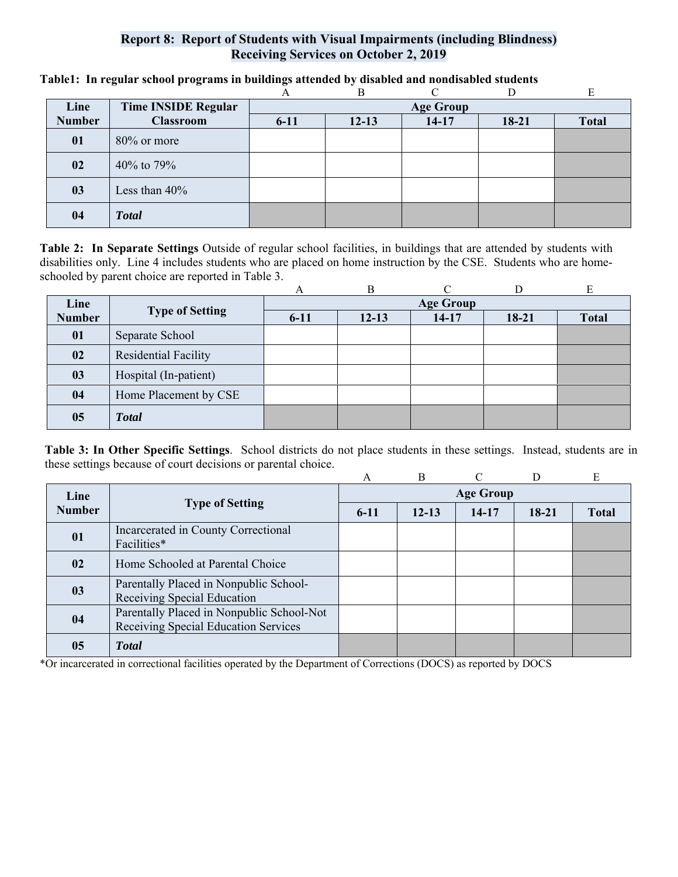## Report 8: Report of Students with Visual Impairments (including Blindness) Receiving Services on October 2, 2019

**Table1: In regular school programs in buildings attended by disabled and nondisabled students**

| | | A | B | C | D | E |
|---|---|---|---|---|---|---|
| **Line Number** | **Time INSIDE Regular Classroom** | **Age Group** | | | | |
| | | **6-11** | **12-13** | **14-17** | **18-21** | **Total** |
| **01** | 80% or more | | | | | |
| **02** | 40% to 79% | | | | | |
| **03** | Less than 40% | | | | | |
| **04** | ***Total*** | | | | | |

**Table 2: In Separate Settings** Outside of regular school facilities, in buildings that are attended by students with disabilities only. Line 4 includes students who are placed on home instruction by the CSE. Students who are home-schooled by parent choice are reported in Table 3.

| | | A | B | C | D | E |
|---|---|---|---|---|---|---|
| **Line Number** | **Type of Setting** | **Age Group** | | | | |
| | | **6-11** | **12-13** | **14-17** | **18-21** | **Total** |
| **01** | Separate School | | | | | |
| **02** | Residential Facility | | | | | |
| **03** | Hospital (In-patient) | | | | | |
| **04** | Home Placement by CSE | | | | | |
| **05** | ***Total*** | | | | | |

**Table 3: In Other Specific Settings**. School districts do not place students in these settings. Instead, students are in these settings because of court decisions or parental choice.

| | | A | B | C | D | E |
|---|---|---|---|---|---|---|
| **Line Number** | **Type of Setting** | **Age Group** | | | | |
| | | **6-11** | **12-13** | **14-17** | **18-21** | **Total** |
| **01** | Incarcerated in County Correctional Facilities* | | | | | |
| **02** | Home Schooled at Parental Choice | | | | | |
| **03** | Parentally Placed in Nonpublic School-Receiving Special Education | | | | | |
| **04** | Parentally Placed in Nonpublic School-Not Receiving Special Education Services | | | | | |
| **05** | ***Total*** | | | | | |

*Or incarcerated in correctional facilities operated by the Department of Corrections (DOCS) as reported by DOCS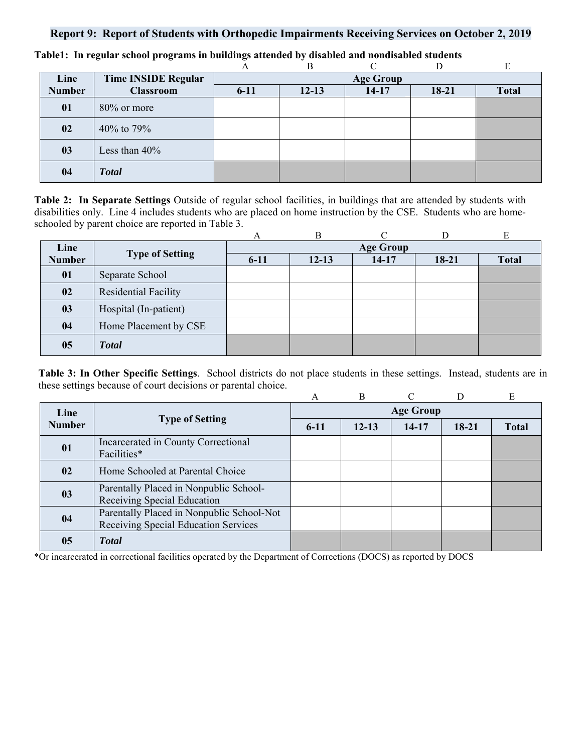## Report 9: Report of Students with Orthopedic Impairments Receiving Services on October 2, 2019

**Table1: In regular school programs in buildings attended by disabled and nondisabled students**

| Line Number | Time INSIDE Regular Classroom | A | B | C | D | E |
|---|---|---|---|---|---|---|
| | | Age Group | | | | |
| | | 6-11 | 12-13 | 14-17 | 18-21 | Total |
| **01** | 80% or more | | | | | |
| **02** | 40% to 79% | | | | | |
| **03** | Less than 40% | | | | | |
| **04** | ***Total*** | | | | | |

**Table 2: In Separate Settings** Outside of regular school facilities, in buildings that are attended by students with disabilities only. Line 4 includes students who are placed on home instruction by the CSE. Students who are home-schooled by parent choice are reported in Table 3.

| Line Number | Type of Setting | A | B | C | D | E |
|---|---|---|---|---|---|---|
| | | Age Group | | | | |
| | | 6-11 | 12-13 | 14-17 | 18-21 | Total |
| **01** | Separate School | | | | | |
| **02** | Residential Facility | | | | | |
| **03** | Hospital (In-patient) | | | | | |
| **04** | Home Placement by CSE | | | | | |
| **05** | ***Total*** | | | | | |

**Table 3: In Other Specific Settings**. School districts do not place students in these settings. Instead, students are in these settings because of court decisions or parental choice.

| Line Number | Type of Setting | A | B | C | D | E |
|---|---|---|---|---|---|---|
| | | Age Group | | | | |
| | | 6-11 | 12-13 | 14-17 | 18-21 | Total |
| **01** | Incarcerated in County Correctional Facilities* | | | | | |
| **02** | Home Schooled at Parental Choice | | | | | |
| **03** | Parentally Placed in Nonpublic School-Receiving Special Education | | | | | |
| **04** | Parentally Placed in Nonpublic School-Not Receiving Special Education Services | | | | | |
| **05** | ***Total*** | | | | | |

*Or incarcerated in correctional facilities operated by the Department of Corrections (DOCS) as reported by DOCS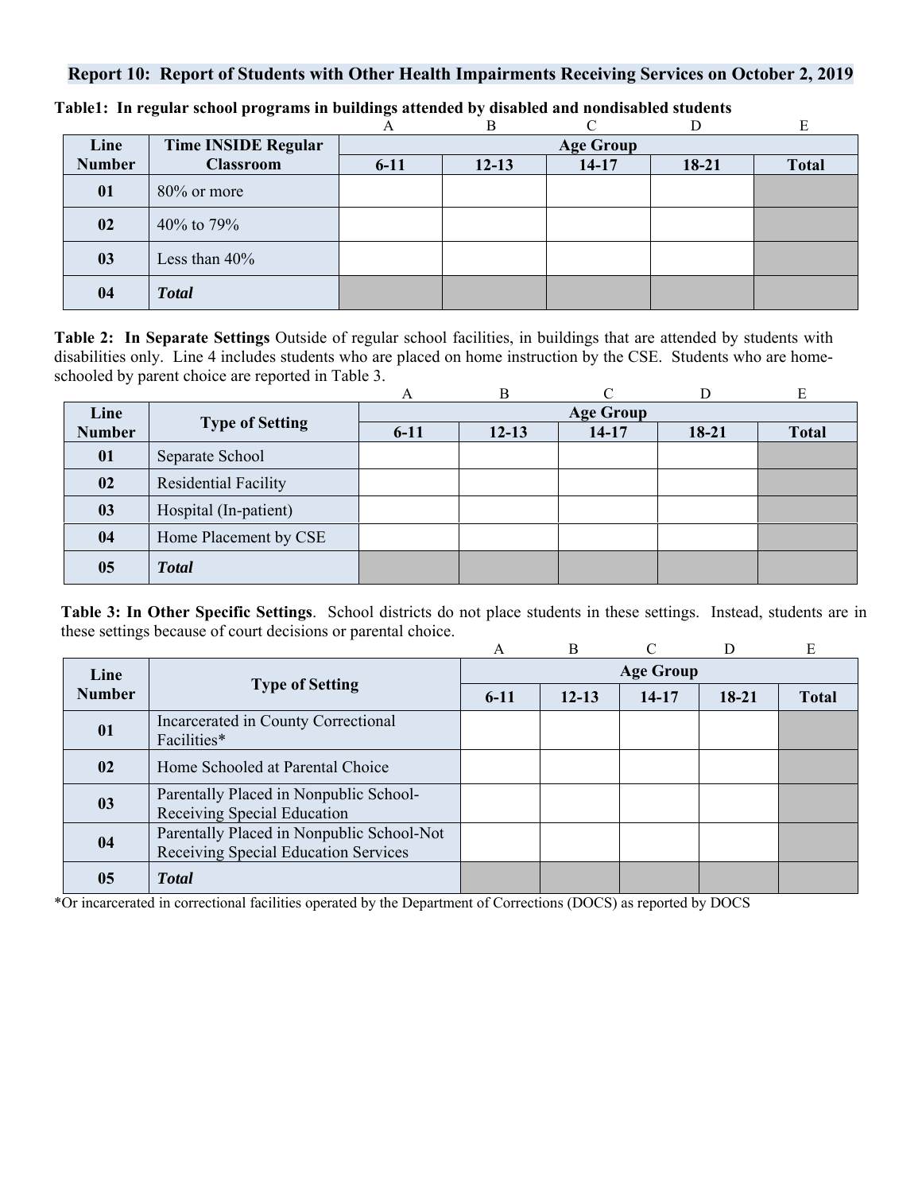## Report 10: Report of Students with Other Health Impairments Receiving Services on October 2, 2019

**Table1: In regular school programs in buildings attended by disabled and nondisabled students**

| | | A | B | C | D | E |
|---|---|---|---|---|---|---|
| **Line Number** | **Time INSIDE Regular Classroom** | **Age Group** | | | | |
| | | **6-11** | **12-13** | **14-17** | **18-21** | **Total** |
| **01** | 80% or more | | | | | |
| **02** | 40% to 79% | | | | | |
| **03** | Less than 40% | | | | | |
| **04** | ***Total*** | | | | | |

**Table 2: In Separate Settings** Outside of regular school facilities, in buildings that are attended by students with disabilities only. Line 4 includes students who are placed on home instruction by the CSE. Students who are home-schooled by parent choice are reported in Table 3.

| | | A | B | C | D | E |
|---|---|---|---|---|---|---|
| **Line Number** | **Type of Setting** | **Age Group** | | | | |
| | | **6-11** | **12-13** | **14-17** | **18-21** | **Total** |
| **01** | Separate School | | | | | |
| **02** | Residential Facility | | | | | |
| **03** | Hospital (In-patient) | | | | | |
| **04** | Home Placement by CSE | | | | | |
| **05** | ***Total*** | | | | | |

**Table 3: In Other Specific Settings**. School districts do not place students in these settings. Instead, students are in these settings because of court decisions or parental choice.

| | | A | B | C | D | E |
|---|---|---|---|---|---|---|
| **Line Number** | **Type of Setting** | **Age Group** | | | | |
| | | **6-11** | **12-13** | **14-17** | **18-21** | **Total** |
| **01** | Incarcerated in County Correctional Facilities* | | | | | |
| **02** | Home Schooled at Parental Choice | | | | | |
| **03** | Parentally Placed in Nonpublic School-Receiving Special Education | | | | | |
| **04** | Parentally Placed in Nonpublic School-Not Receiving Special Education Services | | | | | |
| **05** | ***Total*** | | | | | |

*Or incarcerated in correctional facilities operated by the Department of Corrections (DOCS) as reported by DOCS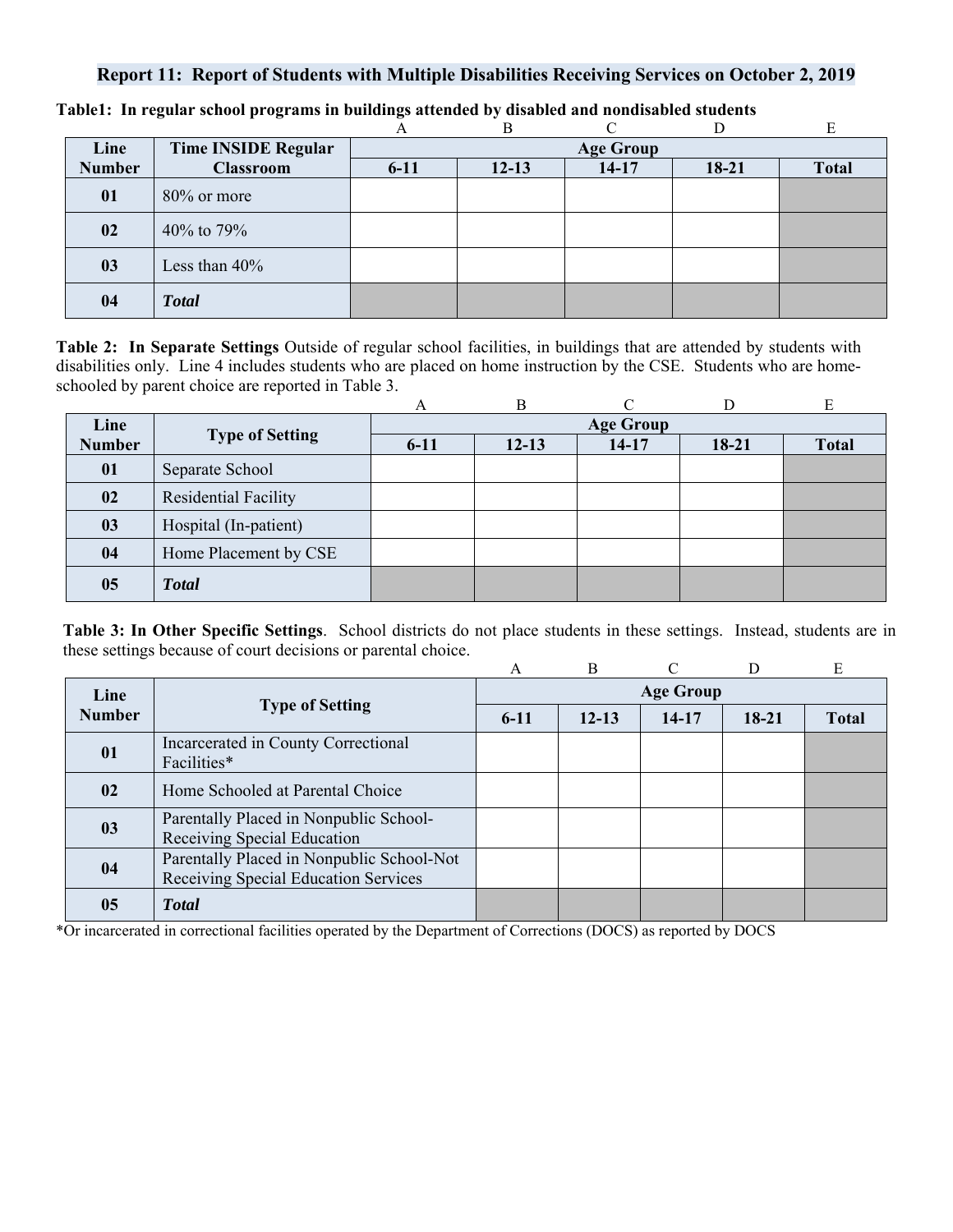## Report 11: Report of Students with Multiple Disabilities Receiving Services on October 2, 2019

**Table1: In regular school programs in buildings attended by disabled and nondisabled students**

| | | A | B | C | D | E |
|---|---|---|---|---|---|---|
| **Line Number** | **Time INSIDE Regular Classroom** | **Age Group** | | | | |
| | | **6-11** | **12-13** | **14-17** | **18-21** | **Total** |
| **01** | 80% or more | | | | | |
| **02** | 40% to 79% | | | | | |
| **03** | Less than 40% | | | | | |
| **04** | ***Total*** | | | | | |

**Table 2: In Separate Settings** Outside of regular school facilities, in buildings that are attended by students with disabilities only. Line 4 includes students who are placed on home instruction by the CSE. Students who are home-schooled by parent choice are reported in Table 3.

| | | A | B | C | D | E |
|---|---|---|---|---|---|---|
| **Line Number** | **Type of Setting** | **Age Group** | | | | |
| | | **6-11** | **12-13** | **14-17** | **18-21** | **Total** |
| **01** | Separate School | | | | | |
| **02** | Residential Facility | | | | | |
| **03** | Hospital (In-patient) | | | | | |
| **04** | Home Placement by CSE | | | | | |
| **05** | ***Total*** | | | | | |

**Table 3: In Other Specific Settings**. School districts do not place students in these settings. Instead, students are in these settings because of court decisions or parental choice.

| | | A | B | C | D | E |
|---|---|---|---|---|---|---|
| **Line Number** | **Type of Setting** | **Age Group** | | | | |
| | | **6-11** | **12-13** | **14-17** | **18-21** | **Total** |
| **01** | Incarcerated in County Correctional Facilities* | | | | | |
| **02** | Home Schooled at Parental Choice | | | | | |
| **03** | Parentally Placed in Nonpublic School-Receiving Special Education | | | | | |
| **04** | Parentally Placed in Nonpublic School-Not Receiving Special Education Services | | | | | |
| **05** | ***Total*** | | | | | |

*Or incarcerated in correctional facilities operated by the Department of Corrections (DOCS) as reported by DOCS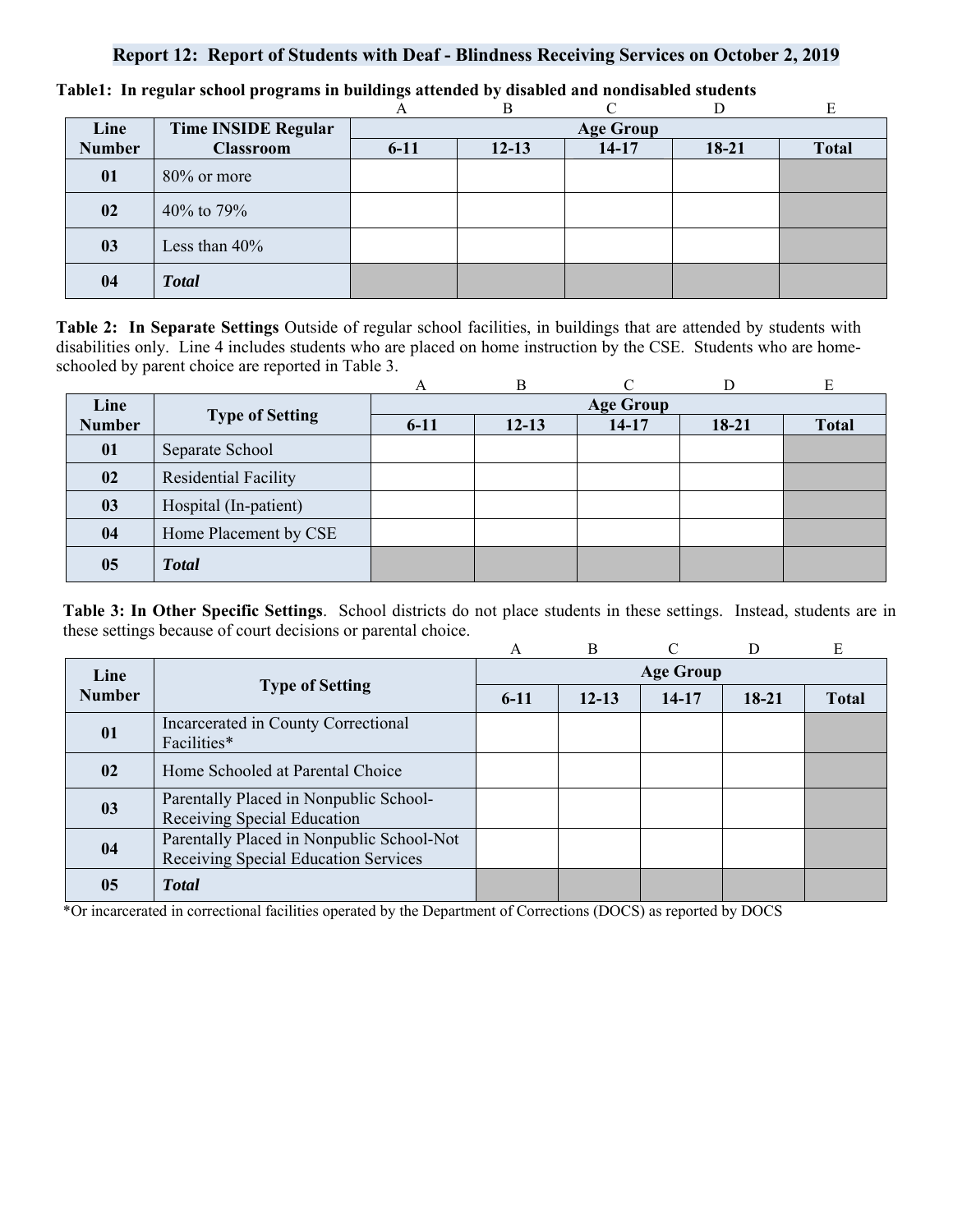## Report 12: Report of Students with Deaf - Blindness Receiving Services on October 2, 2019

**Table1: In regular school programs in buildings attended by disabled and nondisabled students**

| | | A | B | C | D | E |
|---|---|---|---|---|---|---|
| **Line Number** | **Time INSIDE Regular Classroom** | **Age Group** | | | | |
| | | **6-11** | **12-13** | **14-17** | **18-21** | **Total** |
| **01** | 80% or more | | | | | |
| **02** | 40% to 79% | | | | | |
| **03** | Less than 40% | | | | | |
| **04** | ***Total*** | | | | | |

**Table 2: In Separate Settings** Outside of regular school facilities, in buildings that are attended by students with disabilities only. Line 4 includes students who are placed on home instruction by the CSE. Students who are home-schooled by parent choice are reported in Table 3.

| | | A | B | C | D | E |
|---|---|---|---|---|---|---|
| **Line Number** | **Type of Setting** | **Age Group** | | | | |
| | | **6-11** | **12-13** | **14-17** | **18-21** | **Total** |
| **01** | Separate School | | | | | |
| **02** | Residential Facility | | | | | |
| **03** | Hospital (In-patient) | | | | | |
| **04** | Home Placement by CSE | | | | | |
| **05** | ***Total*** | | | | | |

**Table 3: In Other Specific Settings**. School districts do not place students in these settings. Instead, students are in these settings because of court decisions or parental choice.

| | | A | B | C | D | E |
|---|---|---|---|---|---|---|
| **Line Number** | **Type of Setting** | **Age Group** | | | | |
| | | **6-11** | **12-13** | **14-17** | **18-21** | **Total** |
| **01** | Incarcerated in County Correctional Facilities* | | | | | |
| **02** | Home Schooled at Parental Choice | | | | | |
| **03** | Parentally Placed in Nonpublic School-Receiving Special Education | | | | | |
| **04** | Parentally Placed in Nonpublic School-Not Receiving Special Education Services | | | | | |
| **05** | ***Total*** | | | | | |

*Or incarcerated in correctional facilities operated by the Department of Corrections (DOCS) as reported by DOCS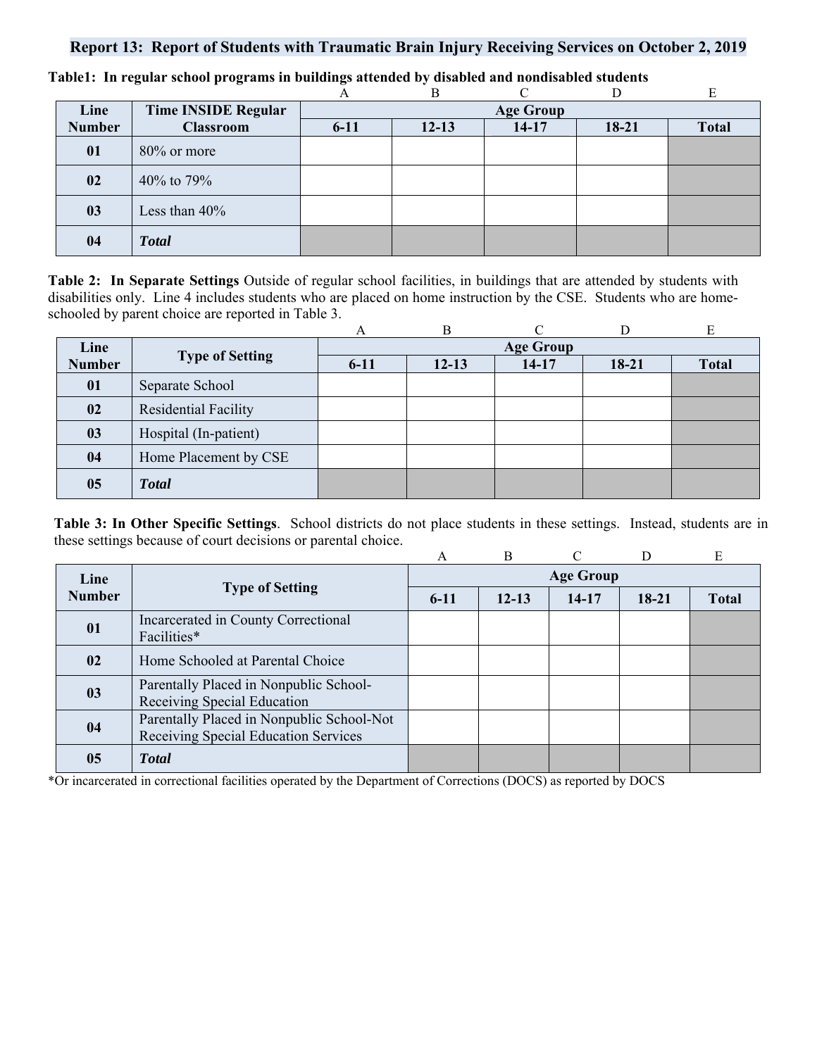## Report 13: Report of Students with Traumatic Brain Injury Receiving Services on October 2, 2019

**Table1: In regular school programs in buildings attended by disabled and nondisabled students**

| Line Number | Time INSIDE Regular Classroom | A | B | C | D | E |
|---|---|---|---|---|---|---|
| | | Age Group | | | | |
| | | 6-11 | 12-13 | 14-17 | 18-21 | Total |
| 01 | 80% or more | | | | | |
| 02 | 40% to 79% | | | | | |
| 03 | Less than 40% | | | | | |
| 04 | ***Total*** | | | | | |

**Table 2: In Separate Settings** Outside of regular school facilities, in buildings that are attended by students with disabilities only. Line 4 includes students who are placed on home instruction by the CSE. Students who are home-schooled by parent choice are reported in Table 3.

| Line Number | Type of Setting | A | B | C | D | E |
|---|---|---|---|---|---|---|
| | | Age Group | | | | |
| | | 6-11 | 12-13 | 14-17 | 18-21 | Total |
| 01 | Separate School | | | | | |
| 02 | Residential Facility | | | | | |
| 03 | Hospital (In-patient) | | | | | |
| 04 | Home Placement by CSE | | | | | |
| 05 | ***Total*** | | | | | |

**Table 3: In Other Specific Settings**. School districts do not place students in these settings. Instead, students are in these settings because of court decisions or parental choice.

| Line Number | Type of Setting | A | B | C | D | E |
|---|---|---|---|---|---|---|
| | | Age Group | | | | |
| | | 6-11 | 12-13 | 14-17 | 18-21 | Total |
| 01 | Incarcerated in County Correctional Facilities* | | | | | |
| 02 | Home Schooled at Parental Choice | | | | | |
| 03 | Parentally Placed in Nonpublic School-Receiving Special Education | | | | | |
| 04 | Parentally Placed in Nonpublic School-Not Receiving Special Education Services | | | | | |
| 05 | ***Total*** | | | | | |

*Or incarcerated in correctional facilities operated by the Department of Corrections (DOCS) as reported by DOCS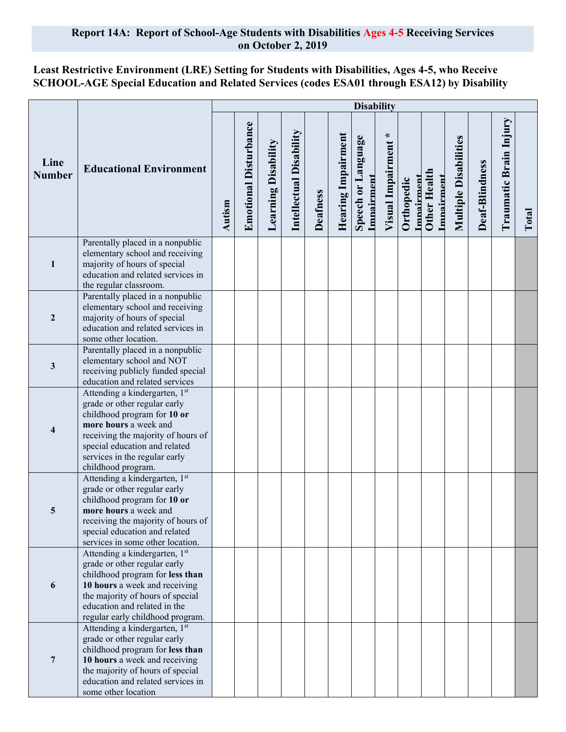## Report 14A: Report of School-Age Students with Disabilities Ages 4-5 Receiving Services on October 2, 2019

**Least Restrictive Environment (LRE) Setting for Students with Disabilities, Ages 4-5, who Receive SCHOOL-AGE Special Education and Related Services (codes ESA01 through ESA12) by Disability**

| Line Number | Educational Environment | Disability | | | | | | | | | | | | | |
|---|---|---|---|---|---|---|---|---|---|---|---|---|---|---|---|
| | | Autism | Emotional Disturbance | Learning Disability | Intellectual Disability | Deafness | Hearing Impairment | Speech or Language Impairment | Visual Impairment * | Orthopedic Impairment | Other Health Impairment | Multiple Disabilities | Deaf-Blindness | Traumatic Brain Injury | Total |
| 1 | Parentally placed in a nonpublic elementary school and receiving majority of hours of special education and related services in the regular classroom. | | | | | | | | | | | | | | |
| 2 | Parentally placed in a nonpublic elementary school and receiving majority of hours of special education and related services in some other location. | | | | | | | | | | | | | | |
| 3 | Parentally placed in a nonpublic elementary school and NOT receiving publicly funded special education and related services | | | | | | | | | | | | | | |
| 4 | Attending a kindergarten, 1st grade or other regular early childhood program for **10 or more hours** a week and receiving the majority of hours of special education and related services in the regular early childhood program. | | | | | | | | | | | | | | |
| 5 | Attending a kindergarten, 1st grade or other regular early childhood program for **10 or more hours** a week and receiving the majority of hours of special education and related services in some other location. | | | | | | | | | | | | | | |
| 6 | Attending a kindergarten, 1st grade or other regular early childhood program for **less than 10 hours** a week and receiving the majority of hours of special education and related in the regular early childhood program. | | | | | | | | | | | | | | |
| 7 | Attending a kindergarten, 1st grade or other regular early childhood program for **less than 10 hours** a week and receiving the majority of hours of special education and related services in some other location | | | | | | | | | | | | | | |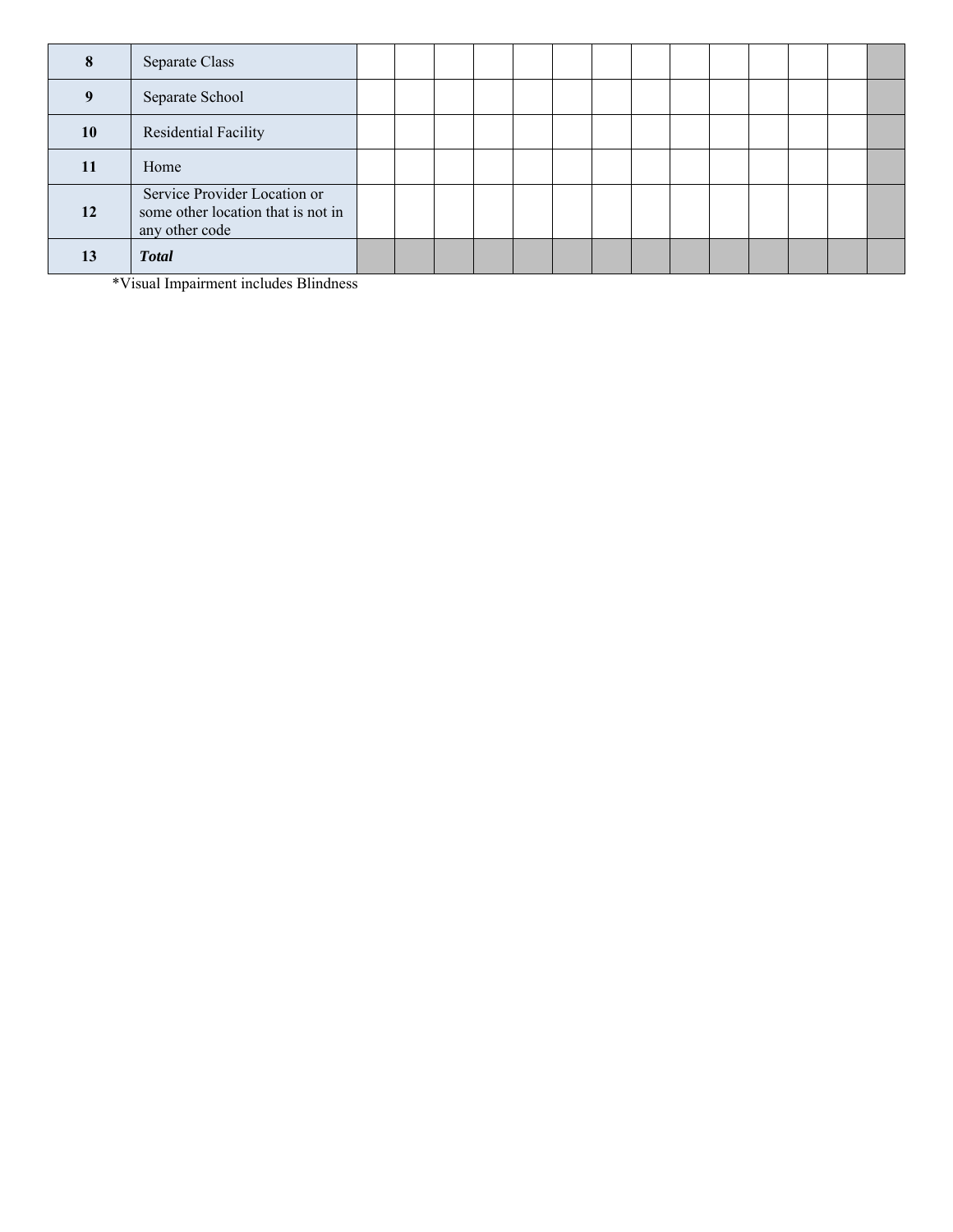| | | | | | | | | | | | | | | | |
|---|---|---|---|---|---|---|---|---|---|---|---|---|---|---|---|
| **8** | Separate Class | | | | | | | | | | | | | | |
| **9** | Separate School | | | | | | | | | | | | | | |
| **10** | Residential Facility | | | | | | | | | | | | | | |
| **11** | Home | | | | | | | | | | | | | | |
| **12** | Service Provider Location or some other location that is not in any other code | | | | | | | | | | | | | | |
| **13** | ***Total*** | | | | | | | | | | | | | | |

*Visual Impairment includes Blindness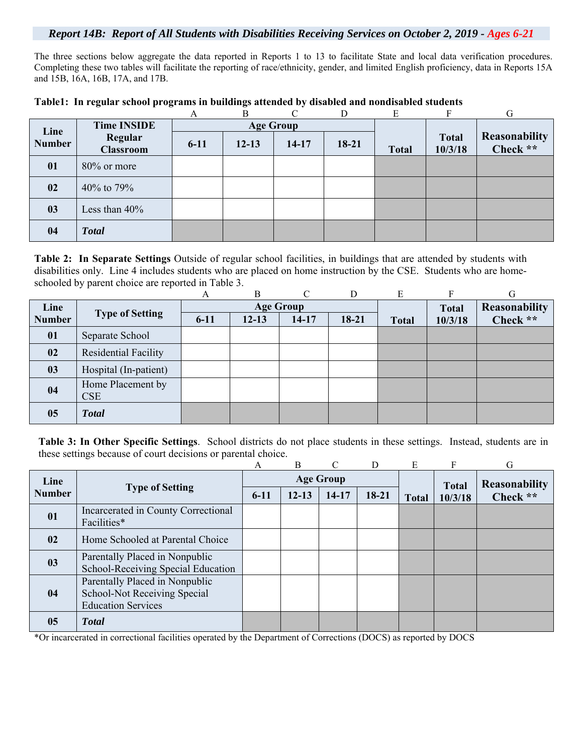## *Report 14B: Report of All Students with Disabilities Receiving Services on October 2, 2019 - Ages 6-21*

The three sections below aggregate the data reported in Reports 1 to 13 to facilitate State and local data verification procedures. Completing these two tables will facilitate the reporting of race/ethnicity, gender, and limited English proficiency, data in Reports 15A and 15B, 16A, 16B, 17A, and 17B.

**Table1: In regular school programs in buildings attended by disabled and nondisabled students**

| | | A | B | C | D | E | F | G |
|---|---|---|---|---|---|---|---|---|
| **Line Number** | **Time INSIDE Regular Classroom** | **Age Group** | | | | **Total** | **Total 10/3/18** | **Reasonability Check \*\*** |
| | | **6-11** | **12-13** | **14-17** | **18-21** | | | |
| **01** | 80% or more | | | | | | | |
| **02** | 40% to 79% | | | | | | | |
| **03** | Less than 40% | | | | | | | |
| **04** | ***Total*** | | | | | | | |

**Table 2: In Separate Settings** Outside of regular school facilities, in buildings that are attended by students with disabilities only. Line 4 includes students who are placed on home instruction by the CSE. Students who are home-schooled by parent choice are reported in Table 3.

| | | A | B | C | D | E | F | G |
|---|---|---|---|---|---|---|---|---|
| **Line Number** | **Type of Setting** | **Age Group** | | | | **Total** | **Total 10/3/18** | **Reasonability Check \*\*** |
| | | **6-11** | **12-13** | **14-17** | **18-21** | | | |
| **01** | Separate School | | | | | | | |
| **02** | Residential Facility | | | | | | | |
| **03** | Hospital (In-patient) | | | | | | | |
| **04** | Home Placement by CSE | | | | | | | |
| **05** | ***Total*** | | | | | | | |

**Table 3: In Other Specific Settings**. School districts do not place students in these settings. Instead, students are in these settings because of court decisions or parental choice.

| | | A | B | C | D | E | F | G |
|---|---|---|---|---|---|---|---|---|
| **Line Number** | **Type of Setting** | **Age Group** | | | | **Total** | **Total 10/3/18** | **Reasonability Check \*\*** |
| | | **6-11** | **12-13** | **14-17** | **18-21** | | | |
| **01** | Incarcerated in County Correctional Facilities* | | | | | | | |
| **02** | Home Schooled at Parental Choice | | | | | | | |
| **03** | Parentally Placed in Nonpublic School-Receiving Special Education | | | | | | | |
| **04** | Parentally Placed in Nonpublic School-Not Receiving Special Education Services | | | | | | | |
| **05** | ***Total*** | | | | | | | |

*Or incarcerated in correctional facilities operated by the Department of Corrections (DOCS) as reported by DOCS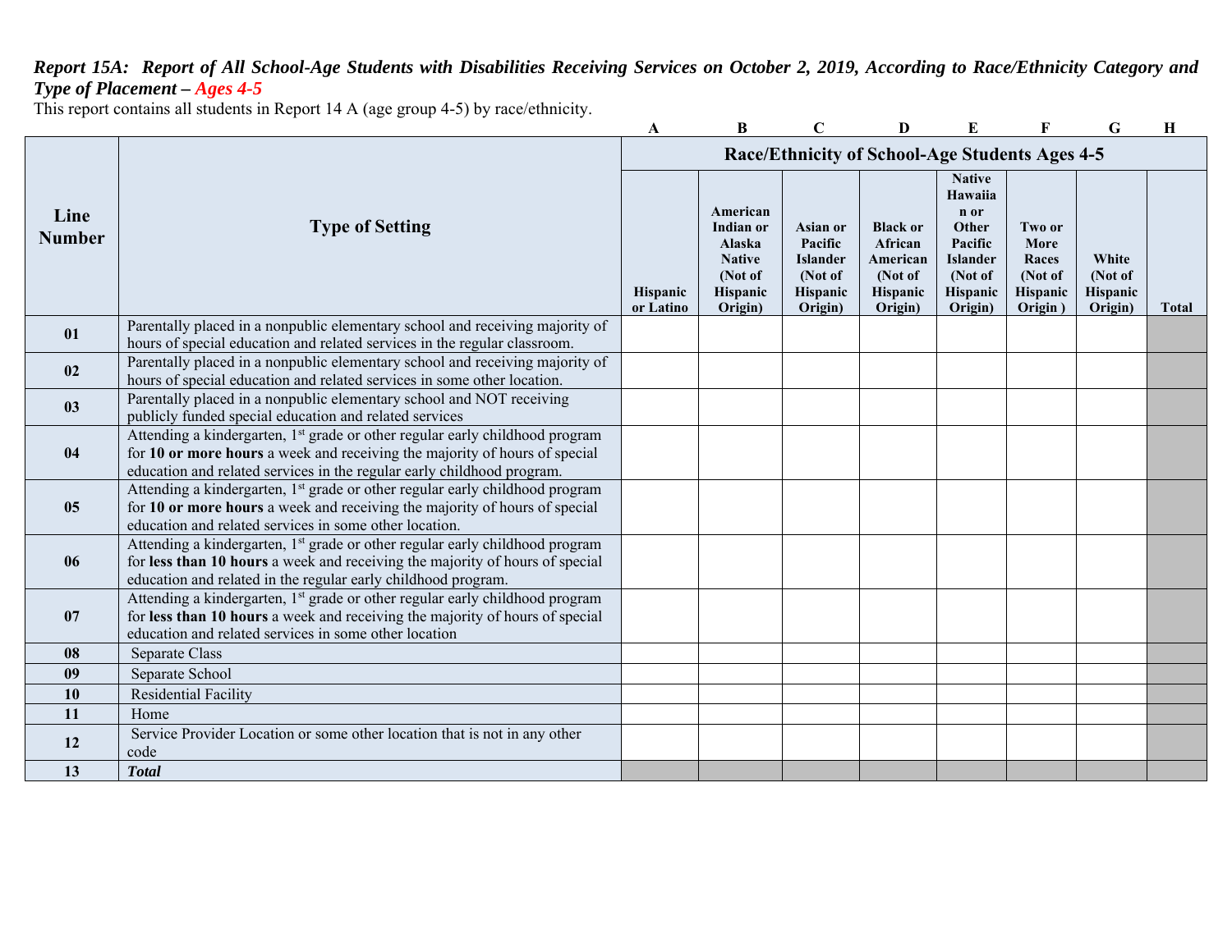***Report 15A: Report of All School-Age Students with Disabilities Receiving Services on October 2, 2019, According to Race/Ethnicity Category and Type of Placement – Ages 4-5***

This report contains all students in Report 14 A (age group 4-5) by race/ethnicity.

| | | A | B | C | D | E | F | G | H |
|---|---|---|---|---|---|---|---|---|---|
| **Line Number** | **Type of Setting** | **Race/Ethnicity of School-Age Students Ages 4-5** | | | | | | | |
| | | **Hispanic or Latino** | **American Indian or Alaska Native (Not of Hispanic Origin)** | **Asian or Pacific Islander (Not of Hispanic Origin)** | **Black or African American (Not of Hispanic Origin)** | **Native Hawaiian or Other Pacific Islander (Not of Hispanic Origin)** | **Two or More Races (Not of Hispanic Origin )** | **White (Not of Hispanic Origin)** | **Total** |
| **01** | Parentally placed in a nonpublic elementary school and receiving majority of hours of special education and related services in the regular classroom. | | | | | | | | |
| **02** | Parentally placed in a nonpublic elementary school and receiving majority of hours of special education and related services in some other location. | | | | | | | | |
| **03** | Parentally placed in a nonpublic elementary school and NOT receiving publicly funded special education and related services | | | | | | | | |
| **04** | Attending a kindergarten, 1st grade or other regular early childhood program for **10 or more hours** a week and receiving the majority of hours of special education and related services in the regular early childhood program. | | | | | | | | |
| **05** | Attending a kindergarten, 1st grade or other regular early childhood program for **10 or more hours** a week and receiving the majority of hours of special education and related services in some other location. | | | | | | | | |
| **06** | Attending a kindergarten, 1st grade or other regular early childhood program for **less than 10 hours** a week and receiving the majority of hours of special education and related in the regular early childhood program. | | | | | | | | |
| **07** | Attending a kindergarten, 1st grade or other regular early childhood program for **less than 10 hours** a week and receiving the majority of hours of special education and related services in some other location | | | | | | | | |
| **08** | Separate Class | | | | | | | | |
| **09** | Separate School | | | | | | | | |
| **10** | Residential Facility | | | | | | | | |
| **11** | Home | | | | | | | | |
| **12** | Service Provider Location or some other location that is not in any other code | | | | | | | | |
| **13** | ***Total*** | | | | | | | | |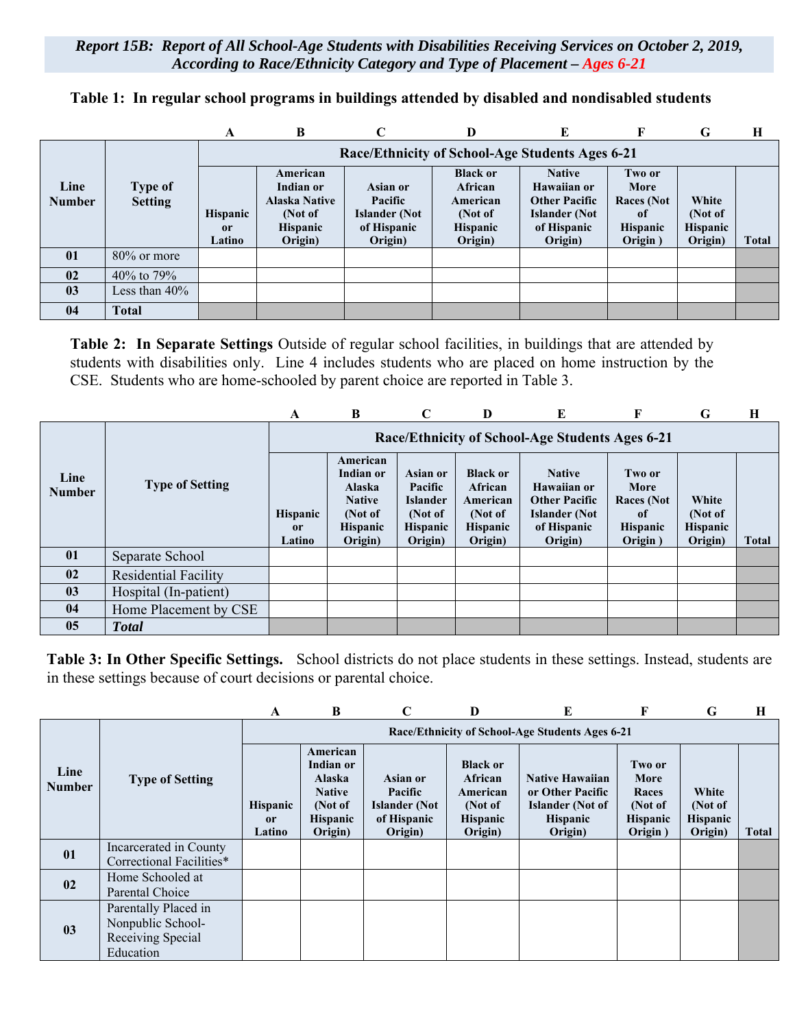**Report 15B: Report of All School-Age Students with Disabilities Receiving Services on October 2, 2019, According to Race/Ethnicity Category and Type of Placement – Ages 6-21**

**Table 1: In regular school programs in buildings attended by disabled and nondisabled students**

| | | A | B | C | D | E | F | G | H |
|---|---|---|---|---|---|---|---|---|---|
| **Line Number** | **Type of Setting** | **Race/Ethnicity of School-Age Students Ages 6-21** | | | | | | | |
| | | **Hispanic or Latino** | **American Indian or Alaska Native (Not of Hispanic Origin)** | **Asian or Pacific Islander (Not of Hispanic Origin)** | **Black or African American (Not of Hispanic Origin)** | **Native Hawaiian or Other Pacific Islander (Not of Hispanic Origin)** | **Two or More Races (Not of Hispanic Origin )** | **White (Not of Hispanic Origin)** | **Total** |
| **01** | 80% or more | | | | | | | | |
| **02** | 40% to 79% | | | | | | | | |
| **03** | Less than 40% | | | | | | | | |
| **04** | **Total** | | | | | | | | |

**Table 2: In Separate Settings** Outside of regular school facilities, in buildings that are attended by students with disabilities only. Line 4 includes students who are placed on home instruction by the CSE. Students who are home-schooled by parent choice are reported in Table 3.

| | | A | B | C | D | E | F | G | H |
|---|---|---|---|---|---|---|---|---|---|
| **Line Number** | **Type of Setting** | **Race/Ethnicity of School-Age Students Ages 6-21** | | | | | | | |
| | | **Hispanic or Latino** | **American Indian or Alaska Native (Not of Hispanic Origin)** | **Asian or Pacific Islander (Not of Hispanic Origin)** | **Black or African American (Not of Hispanic Origin)** | **Native Hawaiian or Other Pacific Islander (Not of Hispanic Origin)** | **Two or More Races (Not of Hispanic Origin )** | **White (Not of Hispanic Origin)** | **Total** |
| **01** | Separate School | | | | | | | | |
| **02** | Residential Facility | | | | | | | | |
| **03** | Hospital (In-patient) | | | | | | | | |
| **04** | Home Placement by CSE | | | | | | | | |
| **05** | ***Total*** | | | | | | | | |

**Table 3: In Other Specific Settings.** School districts do not place students in these settings. Instead, students are in these settings because of court decisions or parental choice.

| | | A | B | C | D | E | F | G | H |
|---|---|---|---|---|---|---|---|---|---|
| **Line Number** | **Type of Setting** | **Race/Ethnicity of School-Age Students Ages 6-21** | | | | | | | |
| | | **Hispanic or Latino** | **American Indian or Alaska Native (Not of Hispanic Origin)** | **Asian or Pacific Islander (Not of Hispanic Origin)** | **Black or African American (Not of Hispanic Origin)** | **Native Hawaiian or Other Pacific Islander (Not of Hispanic Origin)** | **Two or More Races (Not of Hispanic Origin )** | **White (Not of Hispanic Origin)** | **Total** |
| **01** | Incarcerated in County Correctional Facilities* | | | | | | | | |
| **02** | Home Schooled at Parental Choice | | | | | | | | |
| **03** | Parentally Placed in Nonpublic School-Receiving Special Education | | | | | | | | |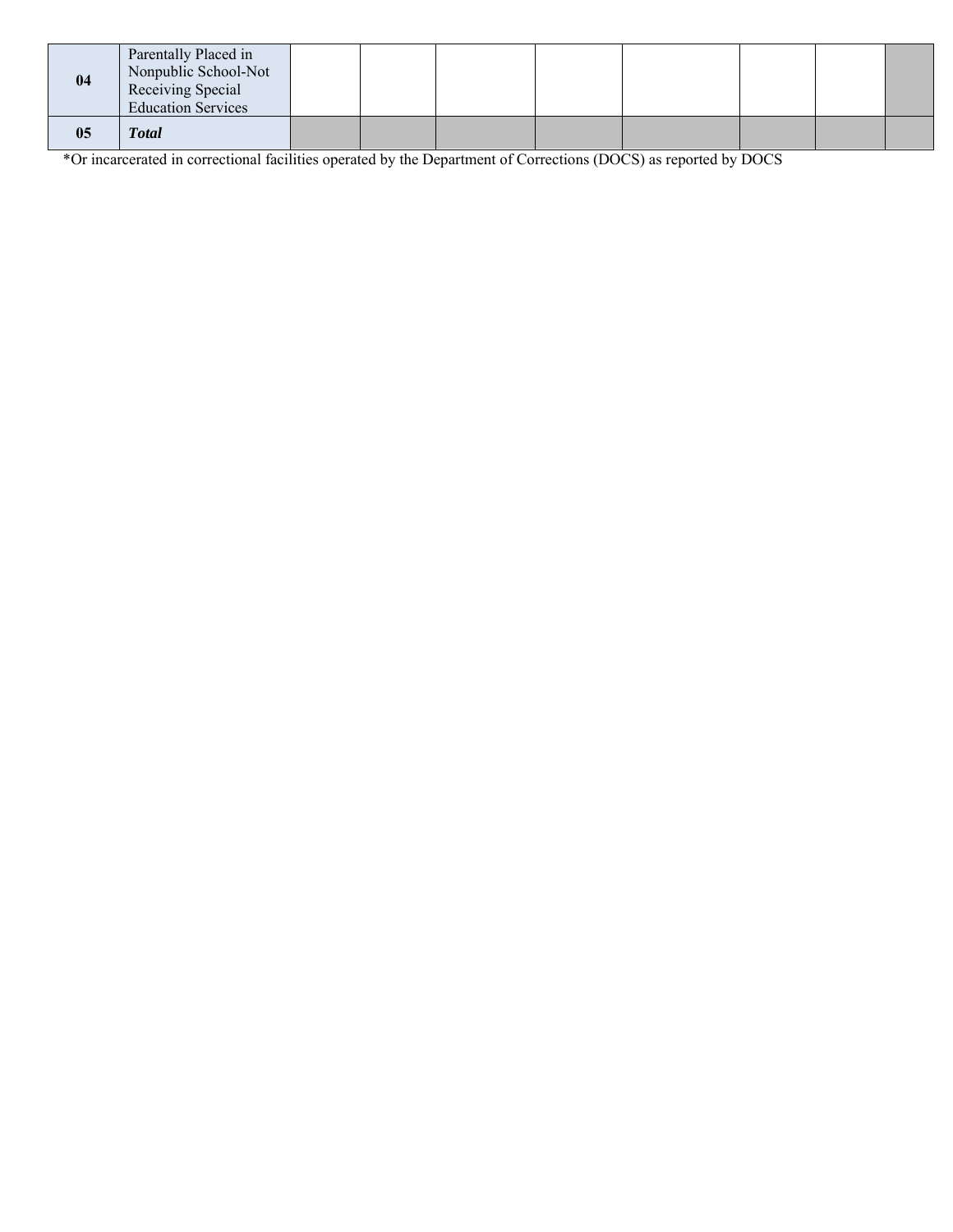| | | | | | | | | | |
|---|---|---|---|---|---|---|---|---|---|
| **04** | Parentally Placed in Nonpublic School-Not Receiving Special Education Services | | | | | | | | |
| **05** | ***Total*** | | | | | | | | |

*Or incarcerated in correctional facilities operated by the Department of Corrections (DOCS) as reported by DOCS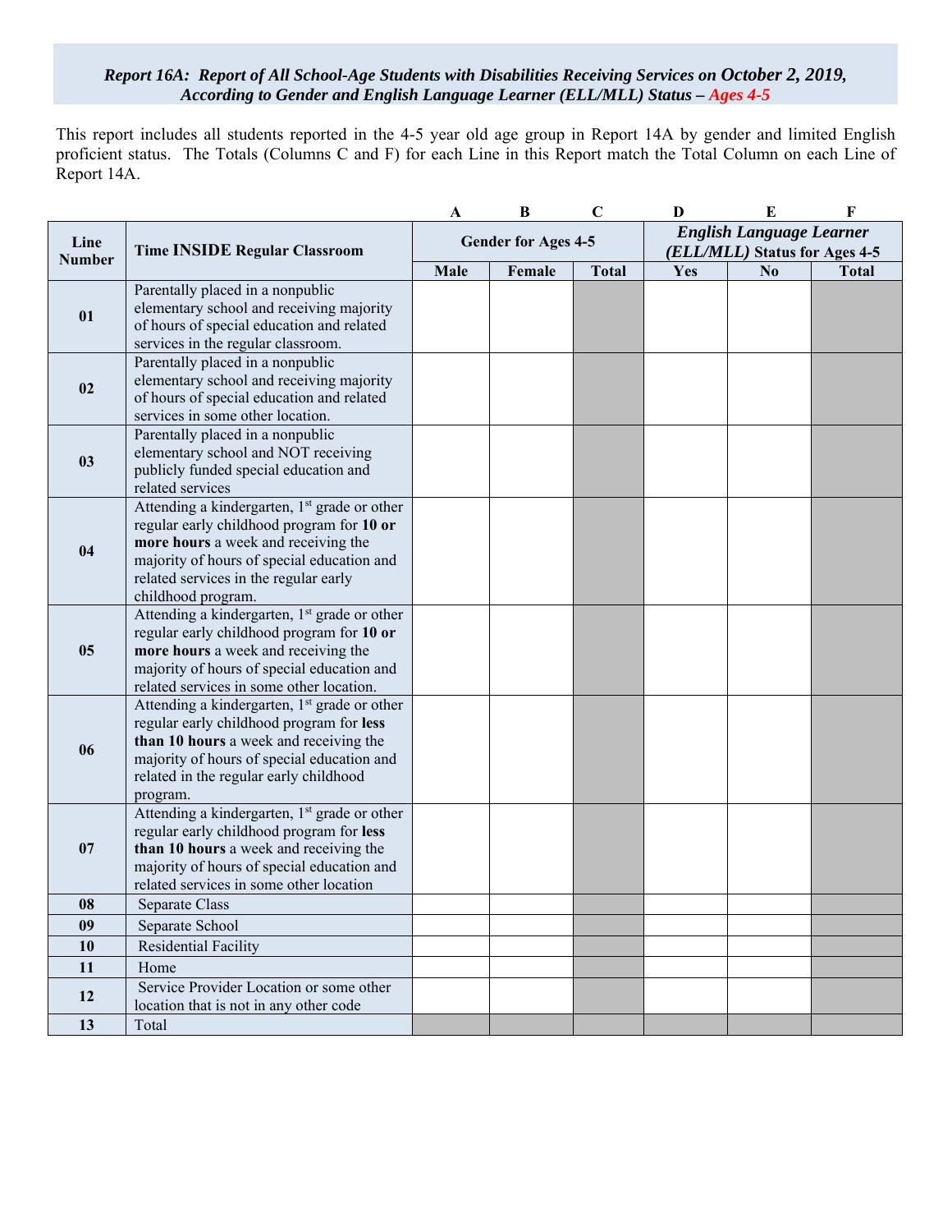***Report 16A: Report of All School-Age Students with Disabilities Receiving Services on October 2, 2019, According to Gender and English Language Learner (ELL/MLL) Status – Ages 4-5***

This report includes all students reported in the 4-5 year old age group in Report 14A by gender and limited English proficient status. The Totals (Columns C and F) for each Line in this Report match the Total Column on each Line of Report 14A.

| | | A | B | C | D | E | F |
|---|---|---|---|---|---|---|---|
| **Line Number** | **Time INSIDE Regular Classroom** | **Gender for Ages 4-5** | | | ***English Language Learner (ELL/MLL)* Status for Ages 4-5** | | |
| | | **Male** | **Female** | **Total** | **Yes** | **No** | **Total** |
| **01** | Parentally placed in a nonpublic elementary school and receiving majority of hours of special education and related services in the regular classroom. | | | | | | |
| **02** | Parentally placed in a nonpublic elementary school and receiving majority of hours of special education and related services in some other location. | | | | | | |
| **03** | Parentally placed in a nonpublic elementary school and NOT receiving publicly funded special education and related services | | | | | | |
| **04** | Attending a kindergarten, 1st grade or other regular early childhood program for **10 or more hours** a week and receiving the majority of hours of special education and related services in the regular early childhood program. | | | | | | |
| **05** | Attending a kindergarten, 1st grade or other regular early childhood program for **10 or more hours** a week and receiving the majority of hours of special education and related services in some other location. | | | | | | |
| **06** | Attending a kindergarten, 1st grade or other regular early childhood program for **less than 10 hours** a week and receiving the majority of hours of special education and related in the regular early childhood program. | | | | | | |
| **07** | Attending a kindergarten, 1st grade or other regular early childhood program for **less than 10 hours** a week and receiving the majority of hours of special education and related services in some other location | | | | | | |
| **08** | Separate Class | | | | | | |
| **09** | Separate School | | | | | | |
| **10** | Residential Facility | | | | | | |
| **11** | Home | | | | | | |
| **12** | Service Provider Location or some other location that is not in any other code | | | | | | |
| **13** | Total | | | | | | |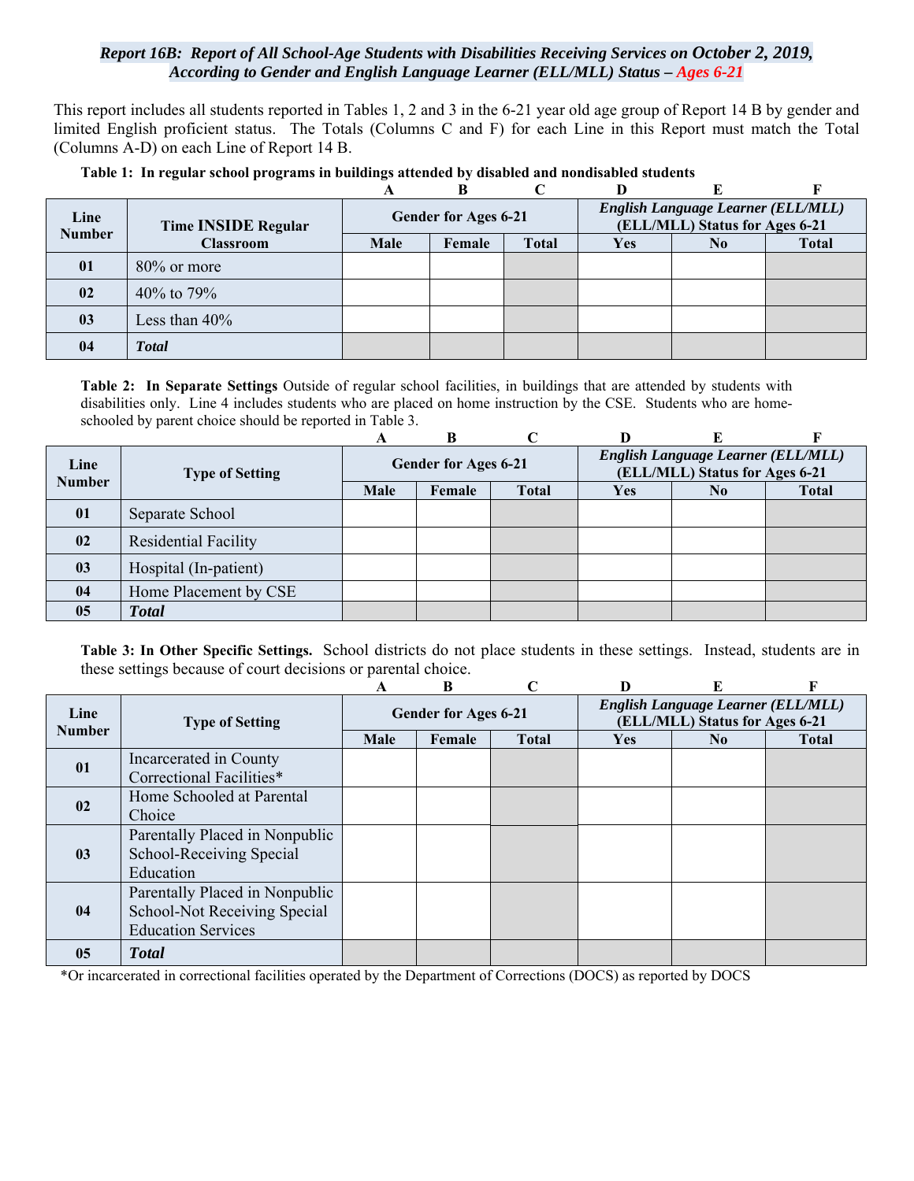***Report 16B: Report of All School-Age Students with Disabilities Receiving Services on October 2, 2019, According to Gender and English Language Learner (ELL/MLL) Status – Ages 6-21***

This report includes all students reported in Tables 1, 2 and 3 in the 6-21 year old age group of Report 14 B by gender and limited English proficient status. The Totals (Columns C and F) for each Line in this Report must match the Total (Columns A-D) on each Line of Report 14 B.

**Table 1: In regular school programs in buildings attended by disabled and nondisabled students**

| | | A | B | C | D | E | F |
|---|---|---|---|---|---|---|---|
| **Line Number** | **Time INSIDE Regular Classroom** | **Gender for Ages 6-21** | | | ***English Language Learner (ELL/MLL)* (ELL/MLL) Status for Ages 6-21** | | |
| | | **Male** | **Female** | **Total** | **Yes** | **No** | **Total** |
| **01** | 80% or more | | | | | | |
| **02** | 40% to 79% | | | | | | |
| **03** | Less than 40% | | | | | | |
| **04** | ***Total*** | | | | | | |

**Table 2: In Separate Settings** Outside of regular school facilities, in buildings that are attended by students with disabilities only. Line 4 includes students who are placed on home instruction by the CSE. Students who are home-schooled by parent choice should be reported in Table 3.

| | | A | B | C | D | E | F |
|---|---|---|---|---|---|---|---|
| **Line Number** | **Type of Setting** | **Gender for Ages 6-21** | | | ***English Language Learner (ELL/MLL)* (ELL/MLL) Status for Ages 6-21** | | |
| | | **Male** | **Female** | **Total** | **Yes** | **No** | **Total** |
| **01** | Separate School | | | | | | |
| **02** | Residential Facility | | | | | | |
| **03** | Hospital (In-patient) | | | | | | |
| **04** | Home Placement by CSE | | | | | | |
| **05** | ***Total*** | | | | | | |

**Table 3: In Other Specific Settings.** School districts do not place students in these settings. Instead, students are in these settings because of court decisions or parental choice.

| | | A | B | C | D | E | F |
|---|---|---|---|---|---|---|---|
| **Line Number** | **Type of Setting** | **Gender for Ages 6-21** | | | ***English Language Learner (ELL/MLL)* (ELL/MLL) Status for Ages 6-21** | | |
| | | **Male** | **Female** | **Total** | **Yes** | **No** | **Total** |
| **01** | Incarcerated in County Correctional Facilities* | | | | | | |
| **02** | Home Schooled at Parental Choice | | | | | | |
| **03** | Parentally Placed in Nonpublic School-Receiving Special Education | | | | | | |
| **04** | Parentally Placed in Nonpublic School-Not Receiving Special Education Services | | | | | | |
| **05** | ***Total*** | | | | | | |

*Or incarcerated in correctional facilities operated by the Department of Corrections (DOCS) as reported by DOCS